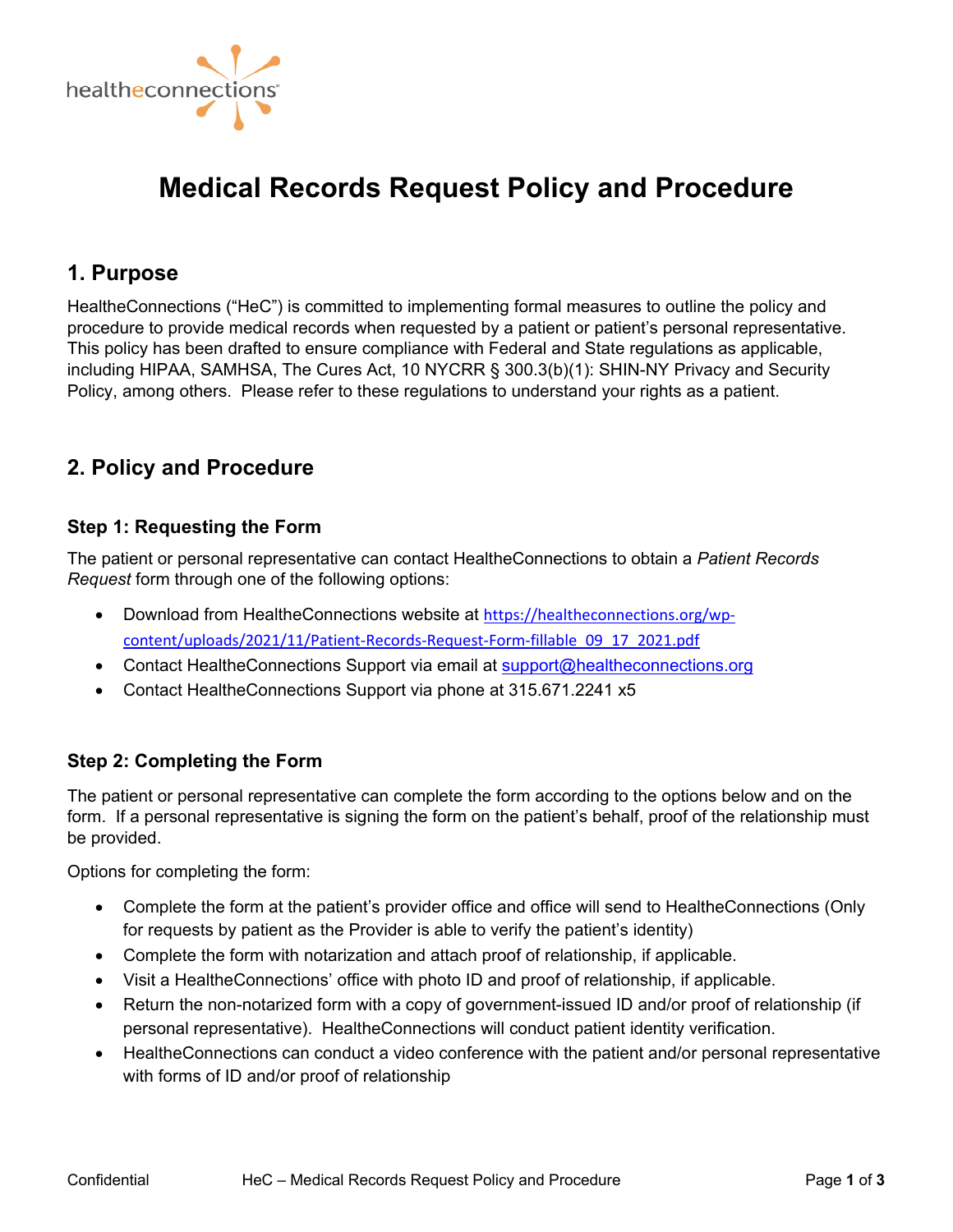# Medical Records Request Policy and Procedure

## 1. Purpose

HealtheConnections ("HeC") is committed to implementing formal measures to outline the policy and procedure to provide medical records when requested by a patient or patient's personal representative. This policy has been drafted to ensure compliance with Federal and State regulations as applicable, including HIPAA, SAMHSA, The Cures Act, 10 NYCRR § 300.3(b)(1): SHIN-NY Privacy and Security Policy, among others. Please refer to these regulations to understand your rights as a patient.

## 2. Policy and Procedure

### Step 1: Requesting the Form

The patient or personal representative can contact HealtheConnections to obtain a *Patient Records Request* form through one of the following options:

- Download from HealtheConnections website at https://healtheconnections.org/wp-content/uploads/2021/11/Patient-Records-Request-Form-fillable_09_17_2021.pdf
- Contact HealtheConnections Support via email at support@healtheconnections.org
- Contact HealtheConnections Support via phone at 315.671.2241 x5

### Step 2: Completing the Form

The patient or personal representative can complete the form according to the options below and on the form. If a personal representative is signing the form on the patient's behalf, proof of the relationship must be provided.

Options for completing the form:

- Complete the form at the patient's provider office and office will send to HealtheConnections (Only for requests by patient as the Provider is able to verify the patient's identity)
- Complete the form with notarization and attach proof of relationship, if applicable.
- Visit a HealtheConnections' office with photo ID and proof of relationship, if applicable.
- Return the non-notarized form with a copy of government-issued ID and/or proof of relationship (if personal representative). HealtheConnections will conduct patient identity verification.
- HealtheConnections can conduct a video conference with the patient and/or personal representative with forms of ID and/or proof of relationship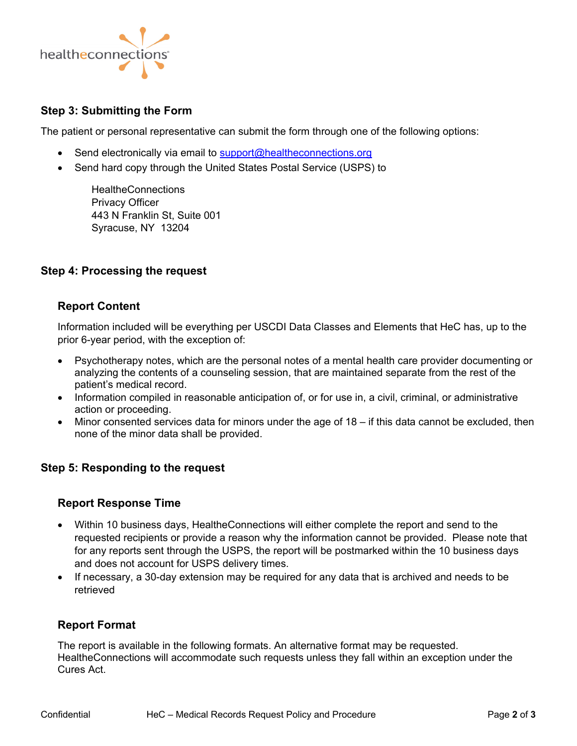### Step 3: Submitting the Form

The patient or personal representative can submit the form through one of the following options:

- Send electronically via email to support@healtheconnections.org
- Send hard copy through the United States Postal Service (USPS) to

  HealtheConnections
  Privacy Officer
  443 N Franklin St, Suite 001
  Syracuse, NY 13204

### Step 4: Processing the request

#### Report Content

Information included will be everything per USCDI Data Classes and Elements that HeC has, up to the prior 6-year period, with the exception of:

- Psychotherapy notes, which are the personal notes of a mental health care provider documenting or analyzing the contents of a counseling session, that are maintained separate from the rest of the patient's medical record.
- Information compiled in reasonable anticipation of, or for use in, a civil, criminal, or administrative action or proceeding.
- Minor consented services data for minors under the age of 18 – if this data cannot be excluded, then none of the minor data shall be provided.

### Step 5: Responding to the request

#### Report Response Time

- Within 10 business days, HealtheConnections will either complete the report and send to the requested recipients or provide a reason why the information cannot be provided. Please note that for any reports sent through the USPS, the report will be postmarked within the 10 business days and does not account for USPS delivery times.
- If necessary, a 30-day extension may be required for any data that is archived and needs to be retrieved

#### Report Format

The report is available in the following formats. An alternative format may be requested. HealtheConnections will accommodate such requests unless they fall within an exception under the Cures Act.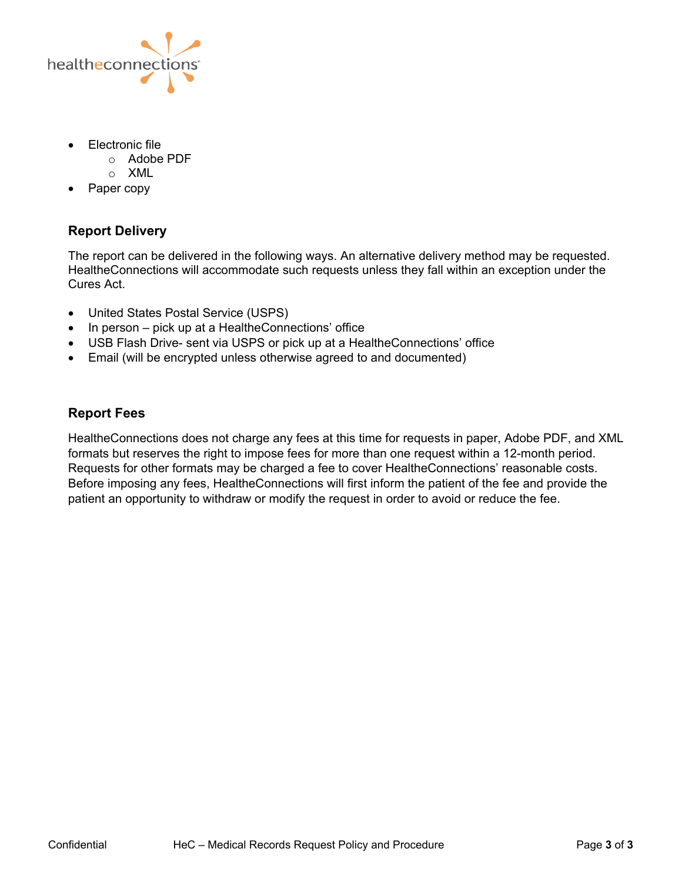- Electronic file
  - Adobe PDF
  - XML
- Paper copy

### Report Delivery

The report can be delivered in the following ways. An alternative delivery method may be requested. HealtheConnections will accommodate such requests unless they fall within an exception under the Cures Act.

- United States Postal Service (USPS)
- In person – pick up at a HealtheConnections' office
- USB Flash Drive- sent via USPS or pick up at a HealtheConnections' office
- Email (will be encrypted unless otherwise agreed to and documented)

### Report Fees

HealtheConnections does not charge any fees at this time for requests in paper, Adobe PDF, and XML formats but reserves the right to impose fees for more than one request within a 12-month period. Requests for other formats may be charged a fee to cover HealtheConnections' reasonable costs. Before imposing any fees, HealtheConnections will first inform the patient of the fee and provide the patient an opportunity to withdraw or modify the request in order to avoid or reduce the fee.